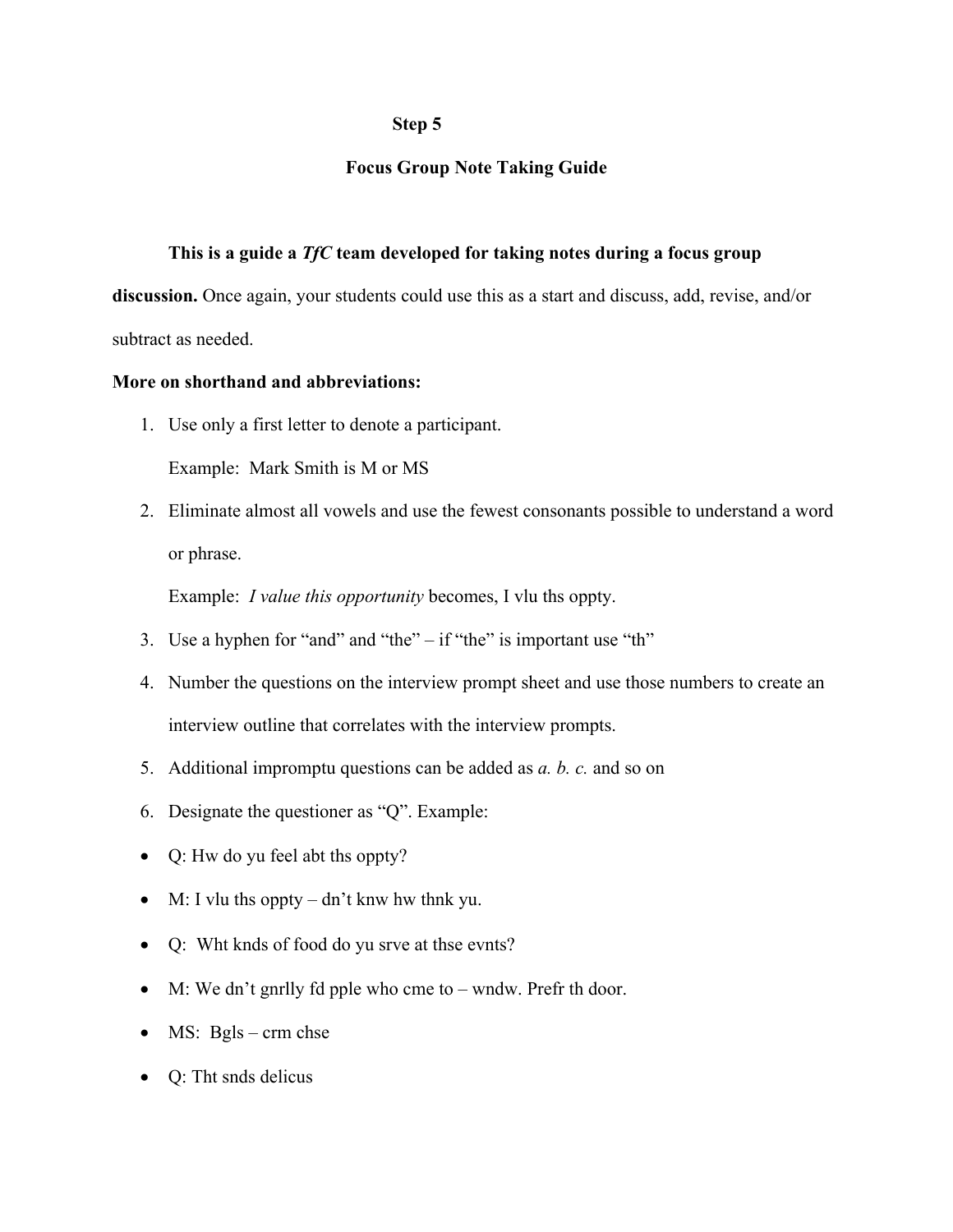## Step 5

## Focus Group Note Taking Guide

**This is a guide a *TfC* team developed for taking notes during a focus group discussion.** Once again, your students could use this as a start and discuss, add, revise, and/or subtract as needed.

**More on shorthand and abbreviations:**

1. Use only a first letter to denote a participant.

   Example: Mark Smith is M or MS

2. Eliminate almost all vowels and use the fewest consonants possible to understand a word or phrase.

   Example: *I value this opportunity* becomes, I vlu ths oppty.

3. Use a hyphen for "and" and "the" – if "the" is important use "th"
4. Number the questions on the interview prompt sheet and use those numbers to create an interview outline that correlates with the interview prompts.
5. Additional impromptu questions can be added as *a. b. c.* and so on
6. Designate the questioner as "Q". Example:

- Q: Hw do yu feel abt ths oppty?
- M: I vlu ths oppty – dn't knw hw thnk yu.
- Q: Wht knds of food do yu srve at thse evnts?
- M: We dn't gnrlly fd pple who cme to – wndw. Prefr th door.
- MS: Bgls – crm chse
- Q: Tht snds delicus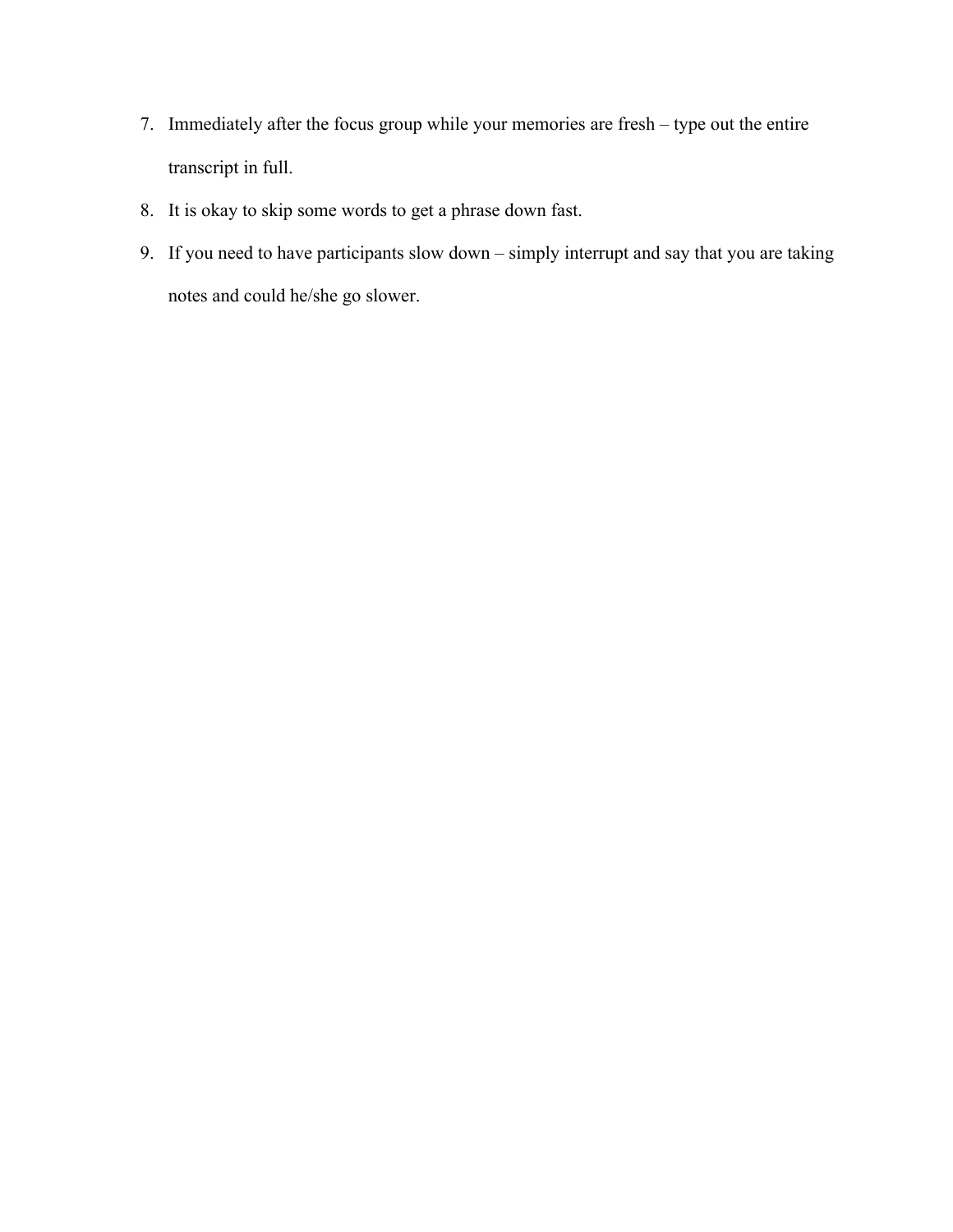7. Immediately after the focus group while your memories are fresh – type out the entire transcript in full.
8. It is okay to skip some words to get a phrase down fast.
9. If you need to have participants slow down – simply interrupt and say that you are taking notes and could he/she go slower.